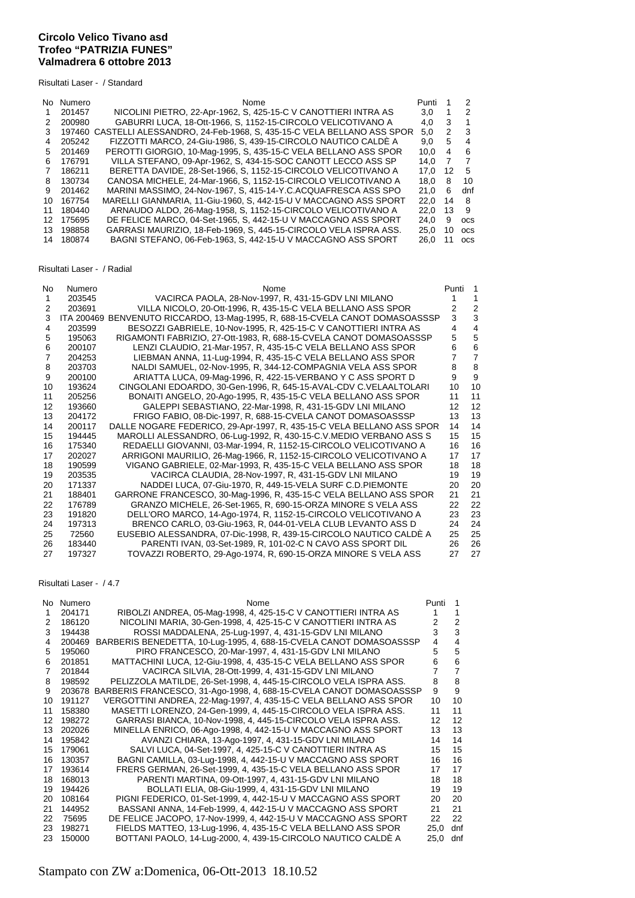**Circolo Velico Tivano asd**
**Trofeo "PATRIZIA FUNES"**
**Valmadrera 6 ottobre 2013**

Risultati Laser - / Standard

| No | Numero | Nome | Punti | 1 | 2 |
|---|---|---|---|---|---|
| 1 | 201457 | NICOLINI PIETRO, 22-Apr-1962, S, 425-15-C V CANOTTIERI INTRA AS | 3,0 | 1 | 2 |
| 2 | 200980 | GABURRI LUCA, 18-Ott-1966, S, 1152-15-CIRCOLO VELICOTIVANO A | 4,0 | 3 | 1 |
| 3 | 197460 | CASTELLI ALESSANDRO, 24-Feb-1968, S, 435-15-C VELA BELLANO ASS SPOR | 5,0 | 2 | 3 |
| 4 | 205242 | FIZZOTTI MARCO, 24-Giu-1966, S, 439-15-CIRCOLO NAUTICO CALDÈ A | 9,0 | 5 | 4 |
| 5 | 201469 | PEROTTI GIORGIO, 10-Mag-1995, S, 435-15-C VELA BELLANO ASS SPOR | 10,0 | 4 | 6 |
| 6 | 176791 | VILLA STEFANO, 09-Apr-1962, S, 434-15-SOC CANOTT LECCO ASS SP | 14,0 | 7 | 7 |
| 7 | 186211 | BERETTA DAVIDE, 28-Set-1966, S, 1152-15-CIRCOLO VELICOTIVANO A | 17,0 | 12 | 5 |
| 8 | 130734 | CANOSA MICHELE, 24-Mar-1966, S, 1152-15-CIRCOLO VELICOTIVANO A | 18,0 | 8 | 10 |
| 9 | 201462 | MARINI MASSIMO, 24-Nov-1967, S, 415-14-Y.C.ACQUAFRESCA ASS SPO | 21,0 | 6 | dnf |
| 10 | 167754 | MARELLI GIANMARIA, 11-Giu-1960, S, 442-15-U V MACCAGNO ASS SPORT | 22,0 | 14 | 8 |
| 11 | 180440 | ARNAUDO ALDO, 26-Mag-1958, S, 1152-15-CIRCOLO VELICOTIVANO A | 22,0 | 13 | 9 |
| 12 | 175695 | DE FELICE MARCO, 04-Set-1965, S, 442-15-U V MACCAGNO ASS SPORT | 24,0 | 9 | ocs |
| 13 | 198858 | GARRASI MAURIZIO, 18-Feb-1969, S, 445-15-CIRCOLO VELA ISPRA ASS. | 25,0 | 10 | ocs |
| 14 | 180874 | BAGNI STEFANO, 06-Feb-1963, S, 442-15-U V MACCAGNO ASS SPORT | 26,0 | 11 | ocs |

Risultati Laser - / Radial

| No | Numero | Nome | Punti | 1 |
|---|---|---|---|---|
| 1 | 203545 | VACIRCA PAOLA, 28-Nov-1997, R, 431-15-GDV LNI MILANO | 1 | 1 |
| 2 | 203691 | VILLA NICOLO, 20-Ott-1996, R, 435-15-C VELA BELLANO ASS SPOR | 2 | 2 |
| 3 | ITA 200469 | BENVENUTO RICCARDO, 13-Mag-1995, R, 688-15-CVELA CANOT DOMASOASSSP | 3 | 3 |
| 4 | 203599 | BESOZZI GABRIELE, 10-Nov-1995, R, 425-15-C V CANOTTIERI INTRA AS | 4 | 4 |
| 5 | 195063 | RIGAMONTI FABRIZIO, 27-Ott-1983, R, 688-15-CVELA CANOT DOMASOASSSP | 5 | 5 |
| 6 | 200107 | LENZI CLAUDIO, 21-Mar-1957, R, 435-15-C VELA BELLANO ASS SPOR | 6 | 6 |
| 7 | 204253 | LIEBMAN ANNA, 11-Lug-1994, R, 435-15-C VELA BELLANO ASS SPOR | 7 | 7 |
| 8 | 203703 | NALDI SAMUEL, 02-Nov-1995, R, 344-12-COMPAGNIA VELA ASS SPOR | 8 | 8 |
| 9 | 200100 | ARIATTA LUCA, 09-Mag-1996, R, 422-15-VERBANO Y C ASS SPORT D | 9 | 9 |
| 10 | 193624 | CINGOLANI EDOARDO, 30-Gen-1996, R, 645-15-AVAL-CDV C.VELAALTOLARI | 10 | 10 |
| 11 | 205256 | BONAITI ANGELO, 20-Ago-1995, R, 435-15-C VELA BELLANO ASS SPOR | 11 | 11 |
| 12 | 193660 | GALEPPI SEBASTIANO, 22-Mar-1998, R, 431-15-GDV LNI MILANO | 12 | 12 |
| 13 | 204172 | FRIGO FABIO, 08-Dic-1997, R, 688-15-CVELA CANOT DOMASOASSSP | 13 | 13 |
| 14 | 200117 | DALLE NOGARE FEDERICO, 29-Apr-1997, R, 435-15-C VELA BELLANO ASS SPOR | 14 | 14 |
| 15 | 194445 | MAROLLI ALESSANDRO, 06-Lug-1992, R, 430-15-C.V.MEDIO VERBANO ASS S | 15 | 15 |
| 16 | 175340 | REDAELLI GIOVANNI, 03-Mar-1994, R, 1152-15-CIRCOLO VELICOTIVANO A | 16 | 16 |
| 17 | 202027 | ARRIGONI MAURILIO, 26-Mag-1966, R, 1152-15-CIRCOLO VELICOTIVANO A | 17 | 17 |
| 18 | 190599 | VIGANO GABRIELE, 02-Mar-1993, R, 435-15-C VELA BELLANO ASS SPOR | 18 | 18 |
| 19 | 203535 | VACIRCA CLAUDIA, 28-Nov-1997, R, 431-15-GDV LNI MILANO | 19 | 19 |
| 20 | 171337 | NADDEI LUCA, 07-Giu-1970, R, 449-15-VELA SURF C.D.PIEMONTE | 20 | 20 |
| 21 | 188401 | GARRONE FRANCESCO, 30-Mag-1996, R, 435-15-C VELA BELLANO ASS SPOR | 21 | 21 |
| 22 | 176789 | GRANZO MICHELE, 26-Set-1965, R, 690-15-ORZA MINORE S VELA ASS | 22 | 22 |
| 23 | 191820 | DELL'ORO MARCO, 14-Apo-1974, R, 1152-15-CIRCOLO VELICOTIVANO A | 23 | 23 |
| 24 | 197313 | BRENCO CARLO, 03-Giu-1963, R, 044-01-VELA CLUB LEVANTO ASS D | 24 | 24 |
| 25 | 72560 | EUSEBIO ALESSANDRA, 07-Dic-1998, R, 439-15-CIRCOLO NAUTICO CALDÈ A | 25 | 25 |
| 26 | 183440 | PARENTI IVAN, 03-Set-1989, R, 101-02-C N CAVO ASS SPORT DIL | 26 | 26 |
| 27 | 197327 | TOVAZZI ROBERTO, 29-Ago-1974, R, 690-15-ORZA MINORE S VELA ASS | 27 | 27 |

Risultati Laser - / 4.7

| No | Numero | Nome | Punti | 1 |
|---|---|---|---|---|
| 1 | 204171 | RIBOLZI ANDREA, 05-Mag-1998, 4, 425-15-C V CANOTTIERI INTRA AS | 1 | 1 |
| 2 | 186120 | NICOLINI MARIA, 30-Gen-1998, 4, 425-15-C V CANOTTIERI INTRA AS | 2 | 2 |
| 3 | 194438 | ROSSI MADDALENA, 25-Lug-1997, 4, 431-15-GDV LNI MILANO | 3 | 3 |
| 4 | 200469 | BARBERIS BENEDETTA, 10-Lug-1995, 4, 688-15-CVELA CANOT DOMASOASSSP | 4 | 4 |
| 5 | 195060 | PIRO FRANCESCO, 20-Mar-1997, 4, 431-15-GDV LNI MILANO | 5 | 5 |
| 6 | 201851 | MATTACHINI LUCA, 12-Giu-1998, 4, 435-15-C VELA BELLANO ASS SPOR | 6 | 6 |
| 7 | 201844 | VACIRCA SILVIA, 28-Ott-1999, 4, 431-15-GDV LNI MILANO | 7 | 7 |
| 8 | 198592 | PELIZZOLA MATILDE, 26-Set-1998, 4, 445-15-CIRCOLO VELA ISPRA ASS. | 8 | 8 |
| 9 | 203678 | BARBERIS FRANCESCO, 31-Ago-1998, 4, 688-15-CVELA CANOT DOMASOASSSP | 9 | 9 |
| 10 | 191127 | VERGOTTINI ANDREA, 22-Mag-1997, 4, 435-15-C VELA BELLANO ASS SPOR | 10 | 10 |
| 11 | 158380 | MASETTI LORENZO, 24-Gen-1999, 4, 445-15-CIRCOLO VELA ISPRA ASS. | 11 | 11 |
| 12 | 198272 | GARRASI BIANCA, 10-Nov-1998, 4, 445-15-CIRCOLO VELA ISPRA ASS. | 12 | 12 |
| 13 | 202026 | MINELLA ENRICO, 06-Ago-1998, 4, 442-15-U V MACCAGNO ASS SPORT | 13 | 13 |
| 14 | 195842 | AVANZI CHIARA, 13-Ago-1997, 4, 431-15-GDV LNI MILANO | 14 | 14 |
| 15 | 179061 | SALVI LUCA, 04-Set-1997, 4, 425-15-C V CANOTTIERI INTRA AS | 15 | 15 |
| 16 | 130357 | BAGNI CAMILLA, 03-Lug-1998, 4, 442-15-U V MACCAGNO ASS SPORT | 16 | 16 |
| 17 | 193614 | FRERS GERMAN, 26-Set-1999, 4, 435-15-C VELA BELLANO ASS SPOR | 17 | 17 |
| 18 | 168013 | PARENTI MARTINA, 09-Ott-1997, 4, 431-15-GDV LNI MILANO | 18 | 18 |
| 19 | 194426 | BOLLATI ELIA, 08-Giu-1999, 4, 431-15-GDV LNI MILANO | 19 | 19 |
| 20 | 108164 | PIGNI FEDERICO, 01-Set-1999, 4, 442-15-U V MACCAGNO ASS SPORT | 20 | 20 |
| 21 | 144952 | BASSANI ANNA, 14-Feb-1999, 4, 442-15-U V MACCAGNO ASS SPORT | 21 | 21 |
| 22 | 75695 | DE FELICE JACOPO, 17-Nov-1999, 4, 442-15-U V MACCAGNO ASS SPORT | 22 | 22 |
| 23 | 198271 | FIELDS MATTEO, 13-Lug-1996, 4, 435-15-C VELA BELLANO ASS SPOR | 25,0 | dnf |
| 23 | 150000 | BOTTANI PAOLO, 14-Lug-2000, 4, 439-15-CIRCOLO NAUTICO CALDÈ A | 25,0 | dnf |

Stampato con ZW a:Domenica, 06-Ott-2013 18.10.52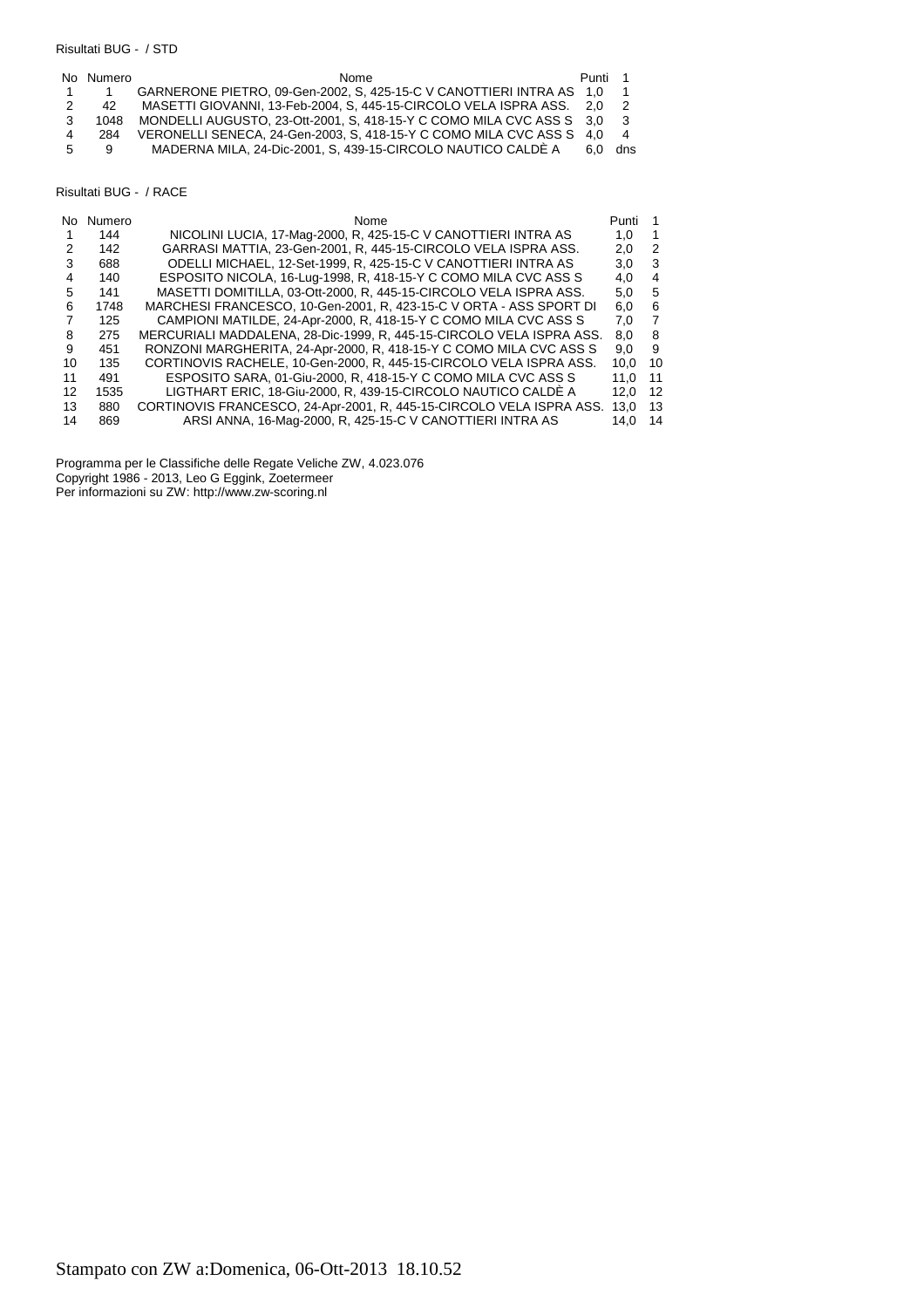Risultati BUG - / STD

| No | Numero | Nome | Punti | 1 |
|---|---|---|---|---|
| 1 | 1 | GARNERONE PIETRO, 09-Gen-2002, S, 425-15-C V CANOTTIERI INTRA AS | 1,0 | 1 |
| 2 | 42 | MASETTI GIOVANNI, 13-Feb-2004, S, 445-15-CIRCOLO VELA ISPRA ASS. | 2,0 | 2 |
| 3 | 1048 | MONDELLI AUGUSTO, 23-Ott-2001, S, 418-15-Y C COMO MILA CVC ASS S | 3,0 | 3 |
| 4 | 284 | VERONELLI SENECA, 24-Gen-2003, S, 418-15-Y C COMO MILA CVC ASS S | 4,0 | 4 |
| 5 | 9 | MADERNA MILA, 24-Dic-2001, S, 439-15-CIRCOLO NAUTICO CALDÈ A | 6,0 | dns |

Risultati BUG - / RACE

| No | Numero | Nome | Punti | 1 |
|---|---|---|---|---|
| 1 | 144 | NICOLINI LUCIA, 17-Mag-2000, R, 425-15-C V CANOTTIERI INTRA AS | 1,0 | 1 |
| 2 | 142 | GARRASI MATTIA, 23-Gen-2001, R, 445-15-CIRCOLO VELA ISPRA ASS. | 2,0 | 2 |
| 3 | 688 | ODELLI MICHAEL, 12-Set-1999, R, 425-15-C V CANOTTIERI INTRA AS | 3,0 | 3 |
| 4 | 140 | ESPOSITO NICOLA, 16-Lug-1998, R, 418-15-Y C COMO MILA CVC ASS S | 4,0 | 4 |
| 5 | 141 | MASETTI DOMITILLA, 03-Ott-2000, R, 445-15-CIRCOLO VELA ISPRA ASS. | 5,0 | 5 |
| 6 | 1748 | MARCHESI FRANCESCO, 10-Gen-2001, R, 423-15-C V ORTA - ASS SPORT DI | 6,0 | 6 |
| 7 | 125 | CAMPIONI MATILDE, 24-Apr-2000, R, 418-15-Y C COMO MILA CVC ASS S | 7,0 | 7 |
| 8 | 275 | MERCURIALI MADDALENA, 28-Dic-1999, R, 445-15-CIRCOLO VELA ISPRA ASS. | 8,0 | 8 |
| 9 | 451 | RONZONI MARGHERITA, 24-Apr-2000, R, 418-15-Y C COMO MILA CVC ASS S | 9,0 | 9 |
| 10 | 135 | CORTINOVIS RACHELE, 10-Gen-2000, R, 445-15-CIRCOLO VELA ISPRA ASS. | 10,0 | 10 |
| 11 | 491 | ESPOSITO SARA, 01-Giu-2000, R, 418-15-Y C COMO MILA CVC ASS S | 11,0 | 11 |
| 12 | 1535 | LIGTHART ERIC, 18-Giu-2000, R, 439-15-CIRCOLO NAUTICO CALDÈ A | 12,0 | 12 |
| 13 | 880 | CORTINOVIS FRANCESCO, 24-Apr-2001, R, 445-15-CIRCOLO VELA ISPRA ASS. | 13,0 | 13 |
| 14 | 869 | ARSI ANNA, 16-Mag-2000, R, 425-15-C V CANOTTIERI INTRA AS | 14,0 | 14 |

Programma per le Classifiche delle Regate Veliche ZW, 4.023.076
Copyright 1986 - 2013, Leo G Eggink, Zoetermeer
Per informazioni su ZW: http://www.zw-scoring.nl

Stampato con ZW a:Domenica, 06-Ott-2013 18.10.52